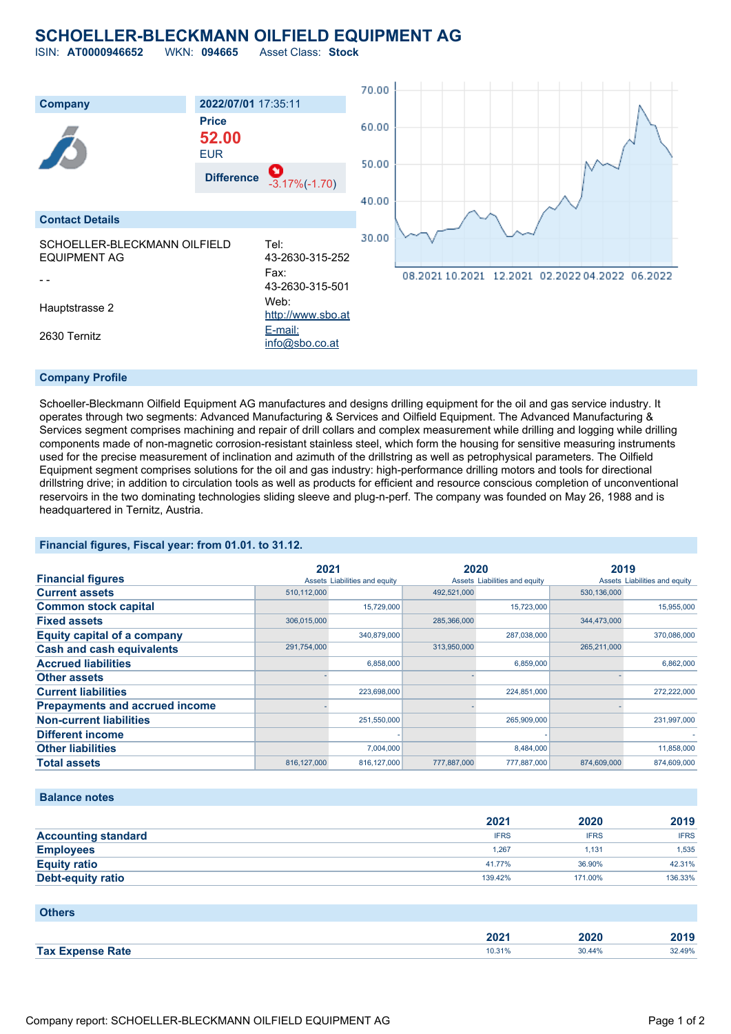# SCHOELLER-BLECKMANN OILFIELD EQUIPMENT AG

ISIN: **AT0000946652** WKN: **094665** Asset Class: **Stock**

| Company | 2022/07/01 17:35:11 |
|---|---|
| | **Price** |
| | **52.00** |
| | EUR |
| | **Difference** -3.17%(-1.70) |

## Contact Details

| | |
|---|---|
| SCHOELLER-BLECKMANN OILFIELD EQUIPMENT AG | Tel: 43-2630-315-252 |
| - - | Fax: 43-2630-315-501 |
| Hauptstrasse 2 | Web: http://www.sbo.at |
| 2630 Ternitz | E-mail: info@sbo.co.at |

## Company Profile

Schoeller-Bleckmann Oilfield Equipment AG manufactures and designs drilling equipment for the oil and gas service industry. It operates through two segments: Advanced Manufacturing & Services and Oilfield Equipment. The Advanced Manufacturing & Services segment comprises machining and repair of drill collars and complex measurement while drilling and logging while drilling components made of non-magnetic corrosion-resistant stainless steel, which form the housing for sensitive measuring instruments used for the precise measurement of inclination and azimuth of the drillstring as well as petrophysical parameters. The Oilfield Equipment segment comprises solutions for the oil and gas industry: high-performance drilling motors and tools for directional drillstring drive; in addition to circulation tools as well as products for efficient and resource conscious completion of unconventional reservoirs in the two dominating technologies sliding sleeve and plug-n-perf. The company was founded on May 26, 1988 and is headquartered in Ternitz, Austria.

## Financial figures, Fiscal year: from 01.01. to 31.12.

| Financial figures | 2021 | | 2020 | | 2019 | |
|---|---|---|---|---|---|---|
| | Assets | Liabilities and equity | Assets | Liabilities and equity | Assets | Liabilities and equity |
| Current assets | 510,112,000 | | 492,521,000 | | 530,136,000 | |
| Common stock capital | | 15,729,000 | | 15,723,000 | | 15,955,000 |
| Fixed assets | 306,015,000 | | 285,366,000 | | 344,473,000 | |
| Equity capital of a company | | 340,879,000 | | 287,038,000 | | 370,086,000 |
| Cash and cash equivalents | 291,754,000 | | 313,950,000 | | 265,211,000 | |
| Accrued liabilities | | 6,858,000 | | 6,859,000 | | 6,862,000 |
| Other assets | - | | - | | - | |
| Current liabilities | | 223,698,000 | | 224,851,000 | | 272,222,000 |
| Prepayments and accrued income | - | | - | | - | |
| Non-current liabilities | | 251,550,000 | | 265,909,000 | | 231,997,000 |
| Different income | | - | | - | | - |
| Other liabilities | | 7,004,000 | | 8,484,000 | | 11,858,000 |
| Total assets | 816,127,000 | 816,127,000 | 777,887,000 | 777,887,000 | 874,609,000 | 874,609,000 |

## Balance notes

| | 2021 | 2020 | 2019 |
|---|---|---|---|
| Accounting standard | IFRS | IFRS | IFRS |
| Employees | 1,267 | 1,131 | 1,535 |
| Equity ratio | 41.77% | 36.90% | 42.31% |
| Debt-equity ratio | 139.42% | 171.00% | 136.33% |

## Others

| | 2021 | 2020 | 2019 |
|---|---|---|---|
| Tax Expense Rate | 10.31% | 30.44% | 32.49% |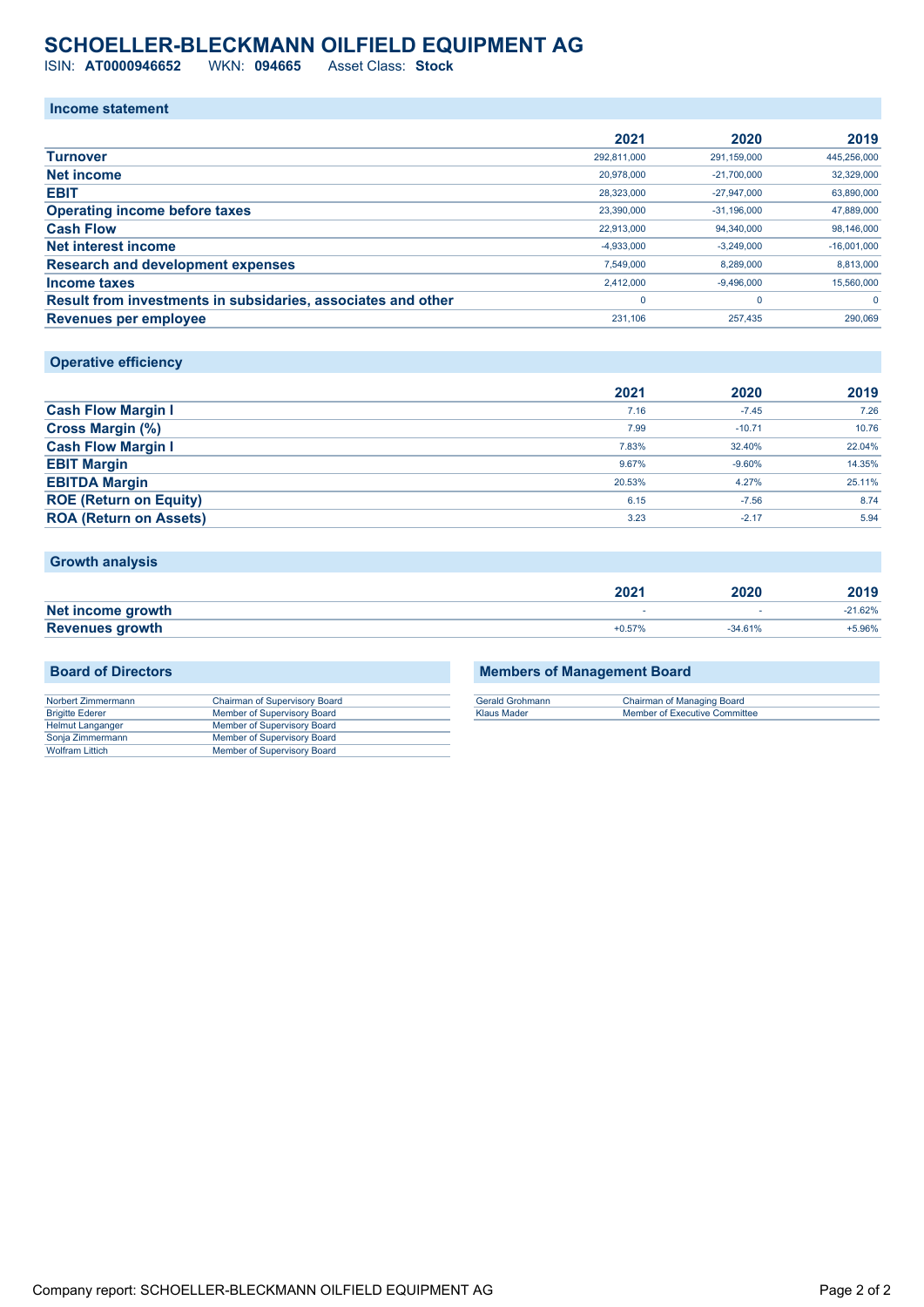# SCHOELLER-BLECKMANN OILFIELD EQUIPMENT AG

ISIN: **AT0000946652** WKN: **094665** Asset Class: **Stock**

## Income statement

| | 2021 | 2020 | 2019 |
|---|---|---|---|
| **Turnover** | 292,811,000 | 291,159,000 | 445,256,000 |
| **Net income** | 20,978,000 | -21,700,000 | 32,329,000 |
| **EBIT** | 28,323,000 | -27,947,000 | 63,890,000 |
| **Operating income before taxes** | 23,390,000 | -31,196,000 | 47,889,000 |
| **Cash Flow** | 22,913,000 | 94,340,000 | 98,146,000 |
| **Net interest income** | -4,933,000 | -3,249,000 | -16,001,000 |
| **Research and development expenses** | 7,549,000 | 8,289,000 | 8,813,000 |
| **Income taxes** | 2,412,000 | -9,496,000 | 15,560,000 |
| **Result from investments in subsidaries, associates and other** | 0 | 0 | 0 |
| **Revenues per employee** | 231,106 | 257,435 | 290,069 |

## Operative efficiency

| | 2021 | 2020 | 2019 |
|---|---|---|---|
| **Cash Flow Margin I** | 7.16 | -7.45 | 7.26 |
| **Cross Margin (%)** | 7.99 | -10.71 | 10.76 |
| **Cash Flow Margin I** | 7.83% | 32.40% | 22.04% |
| **EBIT Margin** | 9.67% | -9.60% | 14.35% |
| **EBITDA Margin** | 20.53% | 4.27% | 25.11% |
| **ROE (Return on Equity)** | 6.15 | -7.56 | 8.74 |
| **ROA (Return on Assets)** | 3.23 | -2.17 | 5.94 |

## Growth analysis

| | 2021 | 2020 | 2019 |
|---|---|---|---|
| **Net income growth** | - | - | -21.62% |
| **Revenues growth** | +0.57% | -34.61% | +5.96% |

## Board of Directors

| | |
|---|---|
| Norbert Zimmermann | Chairman of Supervisory Board |
| Brigitte Ederer | Member of Supervisory Board |
| Helmut Langanger | Member of Supervisory Board |
| Sonja Zimmermann | Member of Supervisory Board |
| Wolfram Littich | Member of Supervisory Board |

## Members of Management Board

| | |
|---|---|
| Gerald Grohmann | Chairman of Managing Board |
| Klaus Mader | Member of Executive Committee |